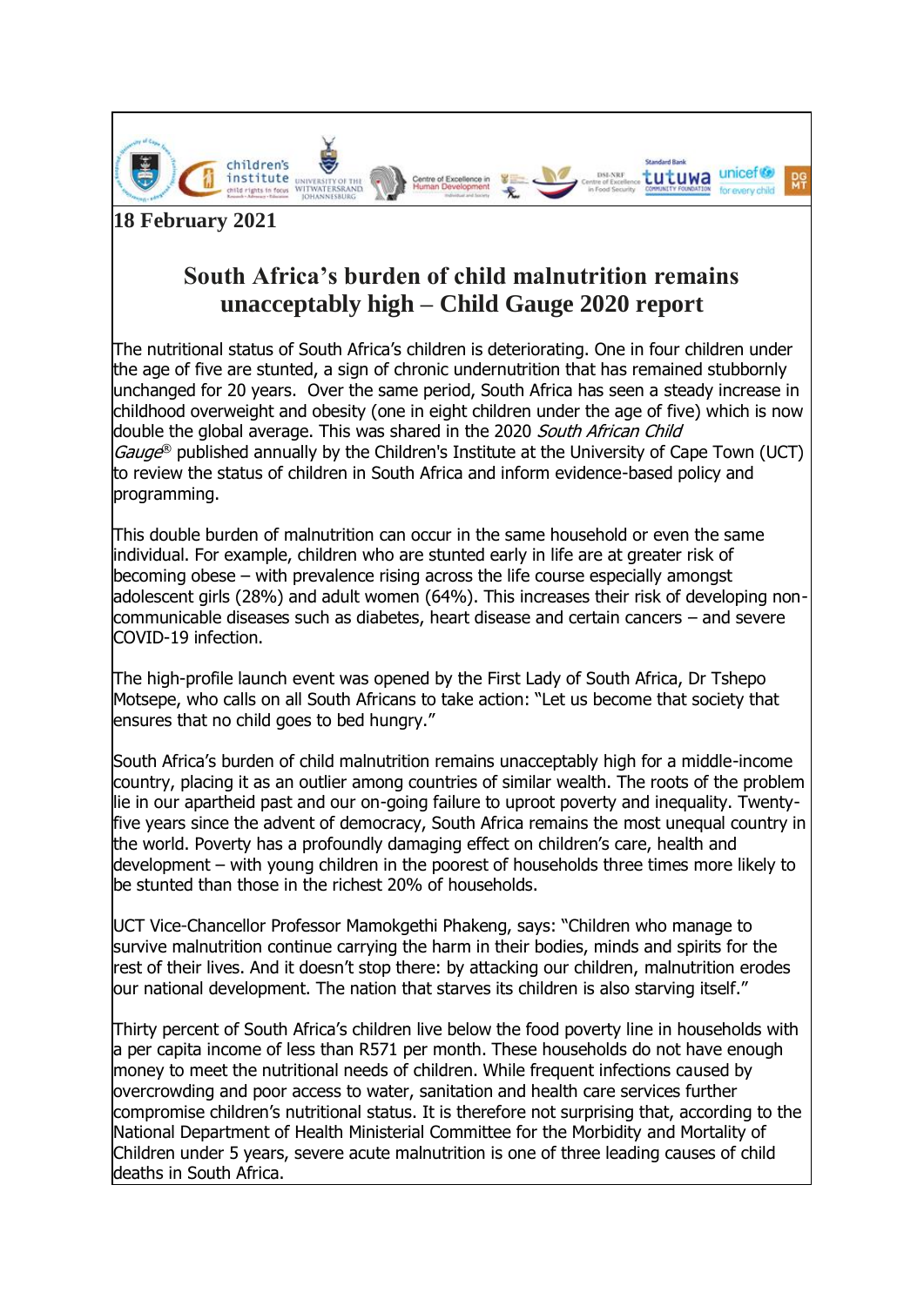**18 February 2021**

# South Africa's burden of child malnutrition remains unacceptably high – Child Gauge 2020 report

The nutritional status of South Africa's children is deteriorating. One in four children under the age of five are stunted, a sign of chronic undernutrition that has remained stubbornly unchanged for 20 years. Over the same period, South Africa has seen a steady increase in childhood overweight and obesity (one in eight children under the age of five) which is now double the global average. This was shared in the 2020 *South African Child Gauge®* published annually by the Children's Institute at the University of Cape Town (UCT) to review the status of children in South Africa and inform evidence-based policy and programming.

This double burden of malnutrition can occur in the same household or even the same individual. For example, children who are stunted early in life are at greater risk of becoming obese – with prevalence rising across the life course especially amongst adolescent girls (28%) and adult women (64%). This increases their risk of developing non-communicable diseases such as diabetes, heart disease and certain cancers – and severe COVID-19 infection.

The high-profile launch event was opened by the First Lady of South Africa, Dr Tshepo Motsepe, who calls on all South Africans to take action: "Let us become that society that ensures that no child goes to bed hungry."

South Africa's burden of child malnutrition remains unacceptably high for a middle-income country, placing it as an outlier among countries of similar wealth. The roots of the problem lie in our apartheid past and our on-going failure to uproot poverty and inequality. Twenty-five years since the advent of democracy, South Africa remains the most unequal country in the world. Poverty has a profoundly damaging effect on children's care, health and development – with young children in the poorest of households three times more likely to be stunted than those in the richest 20% of households.

UCT Vice-Chancellor Professor Mamokgethi Phakeng, says: "Children who manage to survive malnutrition continue carrying the harm in their bodies, minds and spirits for the rest of their lives. And it doesn't stop there: by attacking our children, malnutrition erodes our national development. The nation that starves its children is also starving itself."

Thirty percent of South Africa's children live below the food poverty line in households with a per capita income of less than R571 per month. These households do not have enough money to meet the nutritional needs of children. While frequent infections caused by overcrowding and poor access to water, sanitation and health care services further compromise children's nutritional status. It is therefore not surprising that, according to the National Department of Health Ministerial Committee for the Morbidity and Mortality of Children under 5 years, severe acute malnutrition is one of three leading causes of child deaths in South Africa.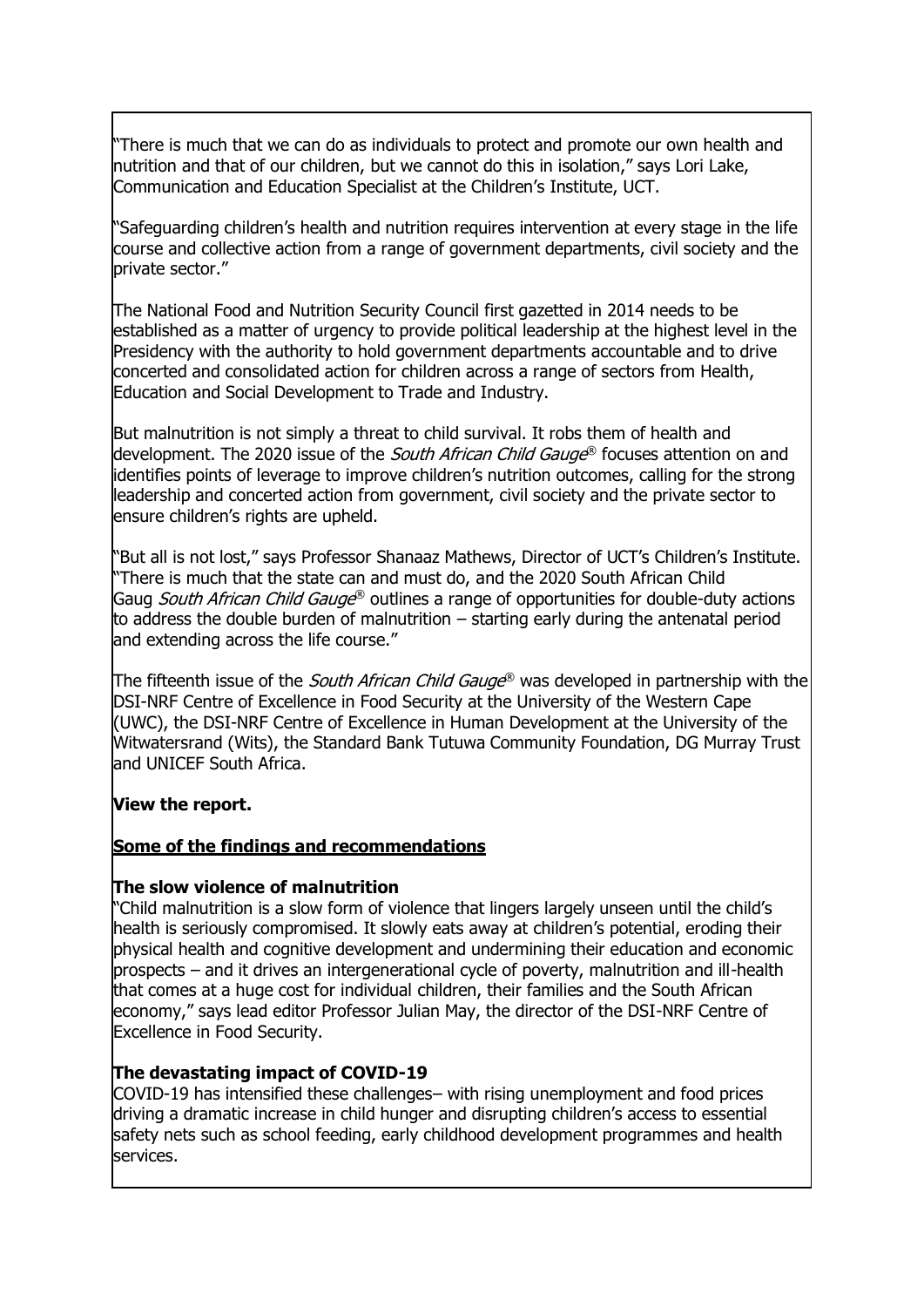"There is much that we can do as individuals to protect and promote our own health and nutrition and that of our children, but we cannot do this in isolation," says Lori Lake, Communication and Education Specialist at the Children's Institute, UCT.

"Safeguarding children's health and nutrition requires intervention at every stage in the life course and collective action from a range of government departments, civil society and the private sector."

The National Food and Nutrition Security Council first gazetted in 2014 needs to be established as a matter of urgency to provide political leadership at the highest level in the Presidency with the authority to hold government departments accountable and to drive concerted and consolidated action for children across a range of sectors from Health, Education and Social Development to Trade and Industry.

But malnutrition is not simply a threat to child survival. It robs them of health and development. The 2020 issue of the *South African Child Gauge*® focuses attention on and identifies points of leverage to improve children's nutrition outcomes, calling for the strong leadership and concerted action from government, civil society and the private sector to ensure children's rights are upheld.

"But all is not lost," says Professor Shanaaz Mathews, Director of UCT's Children's Institute. "There is much that the state can and must do, and the 2020 South African Child Gaug *South African Child Gauge*® outlines a range of opportunities for double-duty actions to address the double burden of malnutrition – starting early during the antenatal period and extending across the life course."

The fifteenth issue of the *South African Child Gauge*® was developed in partnership with the DSI-NRF Centre of Excellence in Food Security at the University of the Western Cape (UWC), the DSI-NRF Centre of Excellence in Human Development at the University of the Witwatersrand (Wits), the Standard Bank Tutuwa Community Foundation, DG Murray Trust and UNICEF South Africa.

**View the report.**

## Some of the findings and recommendations

### The slow violence of malnutrition

"Child malnutrition is a slow form of violence that lingers largely unseen until the child's health is seriously compromised. It slowly eats away at children's potential, eroding their physical health and cognitive development and undermining their education and economic prospects – and it drives an intergenerational cycle of poverty, malnutrition and ill-health that comes at a huge cost for individual children, their families and the South African economy," says lead editor Professor Julian May, the director of the DSI-NRF Centre of Excellence in Food Security.

### The devastating impact of COVID-19

COVID-19 has intensified these challenges– with rising unemployment and food prices driving a dramatic increase in child hunger and disrupting children's access to essential safety nets such as school feeding, early childhood development programmes and health services.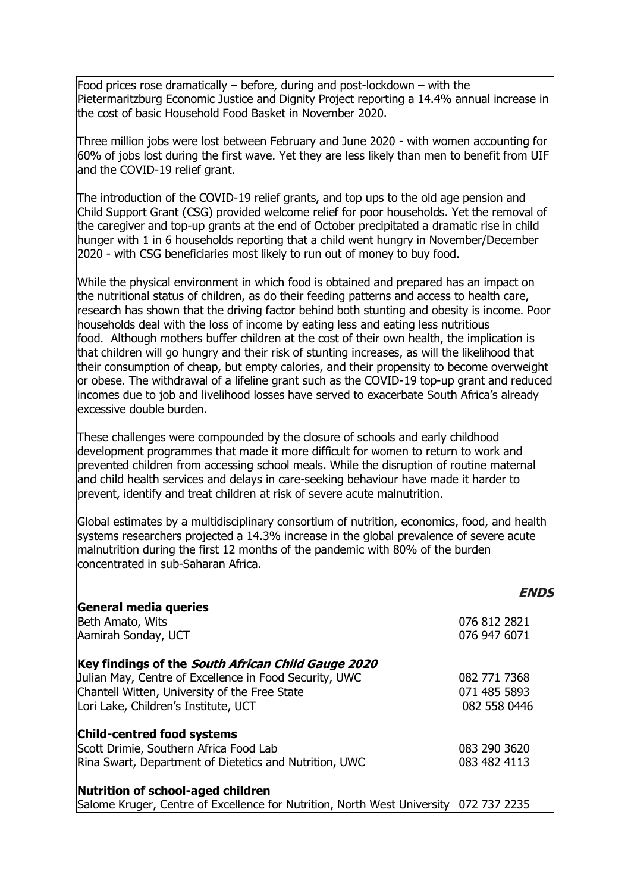Food prices rose dramatically – before, during and post-lockdown – with the Pietermaritzburg Economic Justice and Dignity Project reporting a 14.4% annual increase in the cost of basic Household Food Basket in November 2020.

Three million jobs were lost between February and June 2020 - with women accounting for 60% of jobs lost during the first wave. Yet they are less likely than men to benefit from UIF and the COVID-19 relief grant.

The introduction of the COVID-19 relief grants, and top ups to the old age pension and Child Support Grant (CSG) provided welcome relief for poor households. Yet the removal of the caregiver and top-up grants at the end of October precipitated a dramatic rise in child hunger with 1 in 6 households reporting that a child went hungry in November/December 2020 - with CSG beneficiaries most likely to run out of money to buy food.

While the physical environment in which food is obtained and prepared has an impact on the nutritional status of children, as do their feeding patterns and access to health care, research has shown that the driving factor behind both stunting and obesity is income. Poor households deal with the loss of income by eating less and eating less nutritious food. Although mothers buffer children at the cost of their own health, the implication is that children will go hungry and their risk of stunting increases, as will the likelihood that their consumption of cheap, but empty calories, and their propensity to become overweight or obese. The withdrawal of a lifeline grant such as the COVID-19 top-up grant and reduced incomes due to job and livelihood losses have served to exacerbate South Africa's already excessive double burden.

These challenges were compounded by the closure of schools and early childhood development programmes that made it more difficult for women to return to work and prevented children from accessing school meals. While the disruption of routine maternal and child health services and delays in care-seeking behaviour have made it harder to prevent, identify and treat children at risk of severe acute malnutrition.

Global estimates by a multidisciplinary consortium of nutrition, economics, food, and health systems researchers projected a 14.3% increase in the global prevalence of severe acute malnutrition during the first 12 months of the pandemic with 80% of the burden concentrated in sub-Saharan Africa.

***ENDS***

**General media queries**

Beth Amato, Wits 076 812 2821
Aamirah Sonday, UCT 076 947 6071

**Key findings of the *South African Child Gauge 2020***

Julian May, Centre of Excellence in Food Security, UWC 082 771 7368
Chantell Witten, University of the Free State 071 485 5893
Lori Lake, Children's Institute, UCT 082 558 0446

**Child-centred food systems**

Scott Drimie, Southern Africa Food Lab 083 290 3620
Rina Swart, Department of Dietetics and Nutrition, UWC 083 482 4113

**Nutrition of school-aged children**

Salome Kruger, Centre of Excellence for Nutrition, North West University 072 737 2235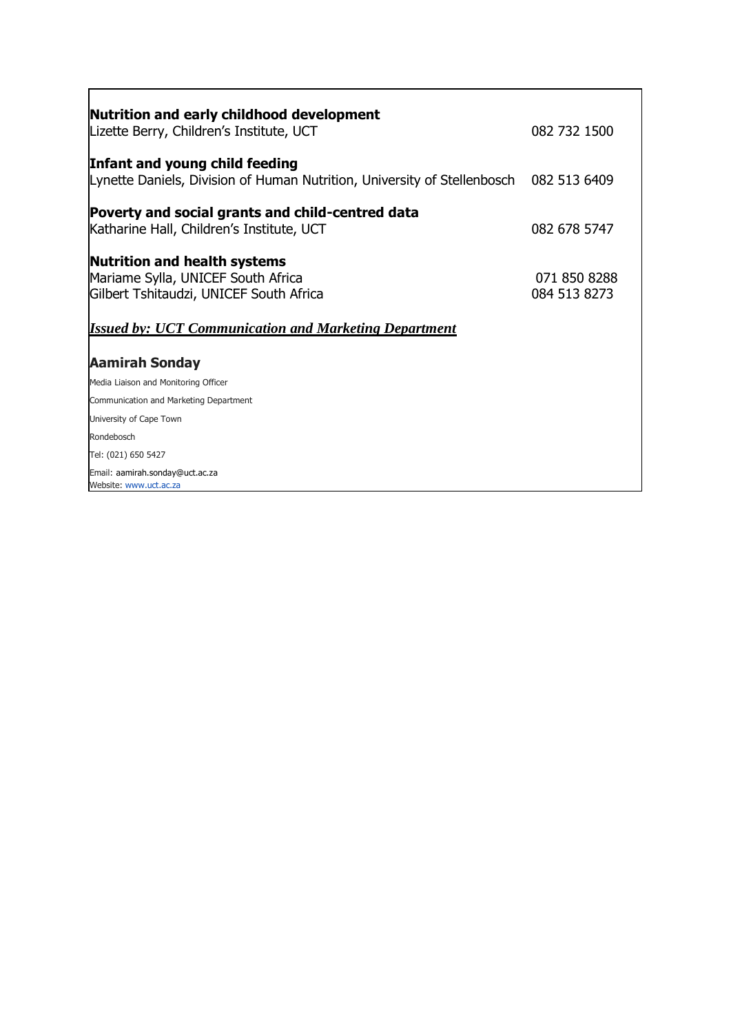**Nutrition and early childhood development**
Lizette Berry, Children's Institute, UCT 082 732 1500

**Infant and young child feeding**
Lynette Daniels, Division of Human Nutrition, University of Stellenbosch 082 513 6409

**Poverty and social grants and child-centred data**
Katharine Hall, Children's Institute, UCT 082 678 5747

**Nutrition and health systems**
Mariame Sylla, UNICEF South Africa 071 850 8288
Gilbert Tshitaudzi, UNICEF South Africa 084 513 8273

***Issued by: UCT Communication and Marketing Department***

**Aamirah Sonday**

Media Liaison and Monitoring Officer

Communication and Marketing Department

University of Cape Town

Rondebosch

Tel: (021) 650 5427

Email: aamirah.sonday@uct.ac.za
Website: www.uct.ac.za